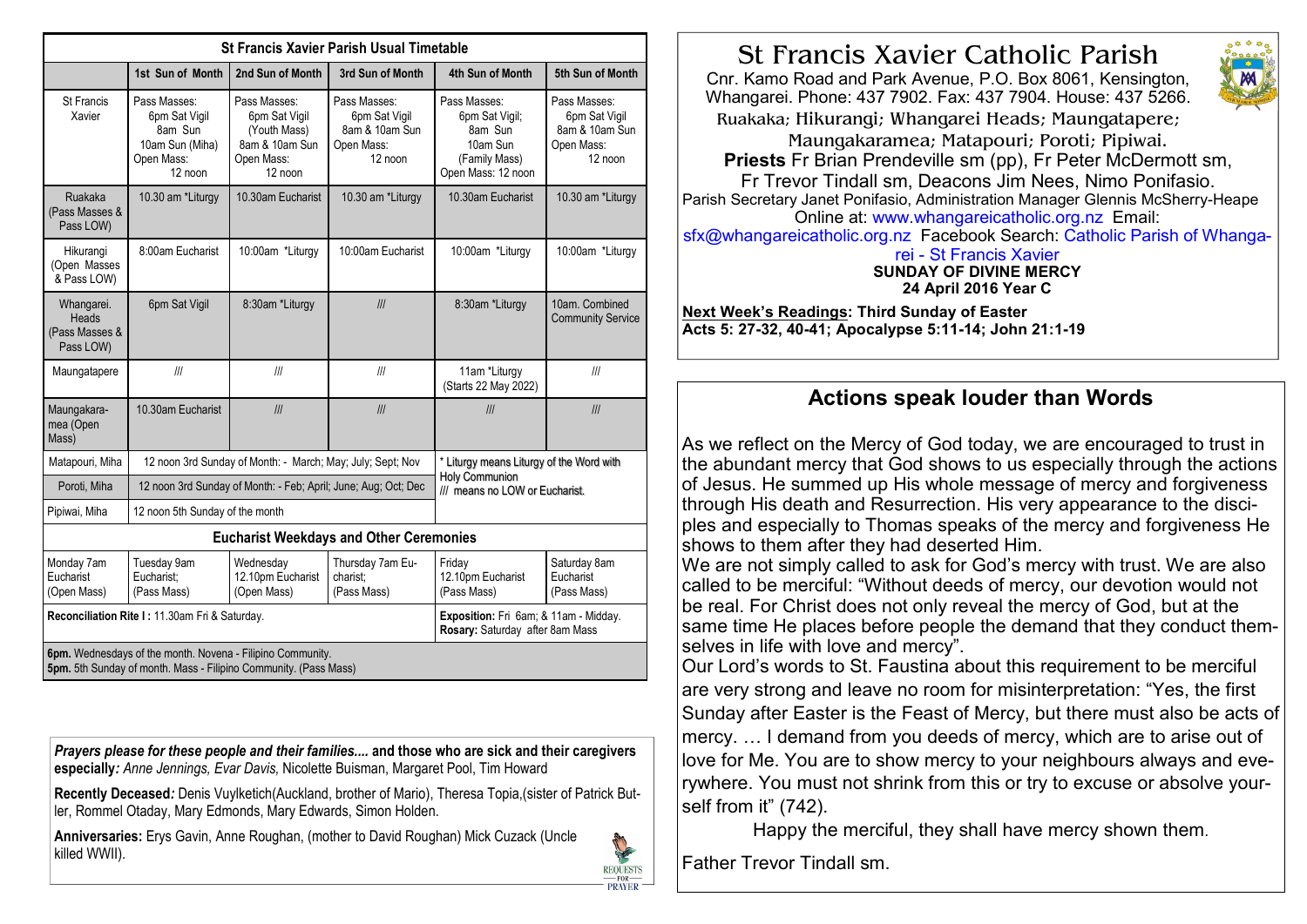| St Francis Xavier Parish Usual Timetable | | | | | |
|---|---|---|---|---|---|
| | 1st Sun of Month | 2nd Sun of Month | 3rd Sun of Month | 4th Sun of Month | 5th Sun of Month |
| St Francis Xavier | Pass Masses: 6pm Sat Vigil 8am Sun 10am Sun (Miha) Open Mass: 12 noon | Pass Masses: 6pm Sat Vigil (Youth Mass) 8am & 10am Sun Open Mass: 12 noon | Pass Masses: 6pm Sat Vigil 8am & 10am Sun Open Mass: 12 noon | Pass Masses: 6pm Sat Vigil; 8am Sun 10am Sun (Family Mass) Open Mass: 12 noon | Pass Masses: 6pm Sat Vigil 8am & 10am Sun Open Mass: 12 noon |
| Ruakaka (Pass Masses & Pass LOW) | 10.30 am *Liturgy | 10.30am Eucharist | 10.30 am *Liturgy | 10.30am Eucharist | 10.30 am *Liturgy |
| Hikurangi (Open Masses & Pass LOW) | 8:00am Eucharist | 10:00am *Liturgy | 10:00am Eucharist | 10:00am *Liturgy | 10:00am *Liturgy |
| Whangarei. Heads (Pass Masses & Pass LOW) | 6pm Sat Vigil | 8:30am *Liturgy | /// | 8:30am *Liturgy | 10am. Combined Community Service |
| Maungatapere | /// | /// | /// | 11am *Liturgy (Starts 22 May 2022) | /// |
| Maungakaramea (Open Mass) | 10.30am Eucharist | /// | /// | /// | /// |
| Matapouri, Miha | 12 noon 3rd Sunday of Month: - March; May; July; Sept; Nov | | | * Liturgy means Liturgy of the Word with Holy Communion /// means no LOW or Eucharist. | |
| Poroti, Miha | 12 noon 3rd Sunday of Month: - Feb; April; June; Aug; Oct; Dec | | | | |
| Pipiwai, Miha | 12 noon 5th Sunday of the month | | | | |
| **Eucharist Weekdays and Other Ceremonies** | | | | | |
| Monday 7am Eucharist (Open Mass) | Tuesday 9am Eucharist; (Pass Mass) | Wednesday 12.10pm Eucharist (Open Mass) | Thursday 7am Eucharist; (Pass Mass) | Friday 12.10pm Eucharist (Pass Mass) | Saturday 8am Eucharist (Pass Mass) |
| **Reconciliation Rite I :** 11.30am Fri & Saturday. | | | | **Exposition:** Fri 6am; & 11am - Midday. **Rosary:** Saturday after 8am Mass | |
| **6pm.** Wednesdays of the month. Novena - Filipino Community. **5pm.** 5th Sunday of month. Mass - Filipino Community. (Pass Mass) | | | | | |

***Prayers please for these people and their families....*** **and those who are sick and their caregivers especially***: Anne Jennings, Evar Davis,* Nicolette Buisman, Margaret Pool, Tim Howard

**Recently Deceased***:* Denis Vuylketich(Auckland, brother of Mario), Theresa Topia,(sister of Patrick Butler, Rommel Otaday, Mary Edmonds, Mary Edwards, Simon Holden.

**Anniversaries:** Erys Gavin, Anne Roughan, (mother to David Roughan) Mick Cuzack (Uncle killed WWII).

# St Francis Xavier Catholic Parish

Cnr. Kamo Road and Park Avenue, P.O. Box 8061, Kensington, Whangarei. Phone: 437 7902. Fax: 437 7904. House: 437 5266.

Ruakaka; Hikurangi; Whangarei Heads; Maungatapere; Maungakaramea; Matapouri; Poroti; Pipiwai.

**Priests** Fr Brian Prendeville sm (pp), Fr Peter McDermott sm, Fr Trevor Tindall sm, Deacons Jim Nees, Nimo Ponifasio.

Parish Secretary Janet Ponifasio, Administration Manager Glennis McSherry-Heape

Online at: www.whangareicatholic.org.nz Email: sfx@whangareicatholic.org.nz Facebook Search: Catholic Parish of Whangarei - St Francis Xavier

**SUNDAY OF DIVINE MERCY**
**24 April 2016 Year C**

**Next Week's Readings: Third Sunday of Easter**
**Acts 5: 27-32, 40-41; Apocalypse 5:11-14; John 21:1-19**

## Actions speak louder than Words

As we reflect on the Mercy of God today, we are encouraged to trust in the abundant mercy that God shows to us especially through the actions of Jesus. He summed up His whole message of mercy and forgiveness through His death and Resurrection. His very appearance to the disciples and especially to Thomas speaks of the mercy and forgiveness He shows to them after they had deserted Him.

We are not simply called to ask for God's mercy with trust. We are also called to be merciful: "Without deeds of mercy, our devotion would not be real. For Christ does not only reveal the mercy of God, but at the same time He places before people the demand that they conduct themselves in life with love and mercy".

Our Lord's words to St. Faustina about this requirement to be merciful are very strong and leave no room for misinterpretation: "Yes, the first Sunday after Easter is the Feast of Mercy, but there must also be acts of mercy. … I demand from you deeds of mercy, which are to arise out of love for Me. You are to show mercy to your neighbours always and everywhere. You must not shrink from this or try to excuse or absolve yourself from it" (742).

Happy the merciful, they shall have mercy shown them.

Father Trevor Tindall sm.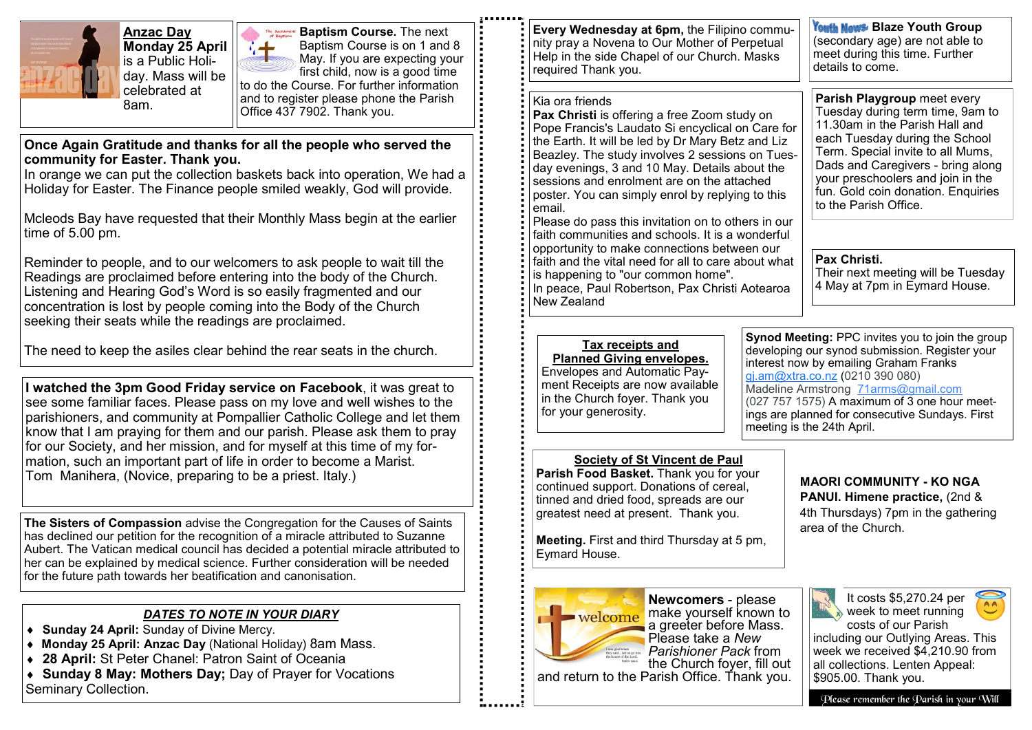**Anzac Day**
**Monday 25 April** is a Public Holiday. Mass will be celebrated at 8am.

**Baptism Course.** The next Baptism Course is on 1 and 8 May. If you are expecting your first child, now is a good time to do the Course. For further information and to register please phone the Parish Office 437 7902. Thank you.

**Once Again Gratitude and thanks for all the people who served the community for Easter. Thank you.**
In orange we can put the collection baskets back into operation, We had a Holiday for Easter. The Finance people smiled weakly, God will provide.

Mcleods Bay have requested that their Monthly Mass begin at the earlier time of 5.00 pm.

Reminder to people, and to our welcomers to ask people to wait till the Readings are proclaimed before entering into the body of the Church. Listening and Hearing God's Word is so easily fragmented and our concentration is lost by people coming into the Body of the Church seeking their seats while the readings are proclaimed.

The need to keep the asiles clear behind the rear seats in the church.

**I watched the 3pm Good Friday service on Facebook**, it was great to see some familiar faces. Please pass on my love and well wishes to the parishioners, and community at Pompallier Catholic College and let them know that I am praying for them and our parish. Please ask them to pray for our Society, and her mission, and for myself at this time of my formation, such an important part of life in order to become a Marist.
Tom Manihera, (Novice, preparing to be a priest. Italy.)

**The Sisters of Compassion** advise the Congregation for the Causes of Saints has declined our petition for the recognition of a miracle attributed to Suzanne Aubert. The Vatican medical council has decided a potential miracle attributed to her can be explained by medical science. Further consideration will be needed for the future path towards her beatification and canonisation.

***DATES TO NOTE IN YOUR DIARY***
- **Sunday 24 April:** Sunday of Divine Mercy.
- **Monday 25 April: Anzac Day** (National Holiday) 8am Mass.
- **28 April:** St Peter Chanel: Patron Saint of Oceania
- **Sunday 8 May: Mothers Day;** Day of Prayer for Vocations Seminary Collection.

**Every Wednesday at 6pm,** the Filipino community pray a Novena to Our Mother of Perpetual Help in the side Chapel of our Church. Masks required Thank you.

**Youth News: Blaze Youth Group** (secondary age) are not able to meet during this time. Further details to come.

Kia ora friends
**Pax Christi** is offering a free Zoom study on Pope Francis's Laudato Si encyclical on Care for the Earth. It will be led by Dr Mary Betz and Liz Beazley. The study involves 2 sessions on Tuesday evenings, 3 and 10 May. Details about the sessions and enrolment are on the attached poster. You can simply enrol by replying to this email.
Please do pass this invitation on to others in our faith communities and schools. It is a wonderful opportunity to make connections between our faith and the vital need for all to care about what is happening to "our common home".
In peace, Paul Robertson, Pax Christi Aotearoa New Zealand

**Parish Playgroup** meet every Tuesday during term time, 9am to 11.30am in the Parish Hall and each Tuesday during the School Term. Special invite to all Mums, Dads and Caregivers - bring along your preschoolers and join in the fun. Gold coin donation. Enquiries to the Parish Office.

**Pax Christi.**
Their next meeting will be Tuesday 4 May at 7pm in Eymard House.

**Tax receipts and Planned Giving envelopes.**
Envelopes and Automatic Payment Receipts are now available in the Church foyer. Thank you for your generosity.

**Synod Meeting:** PPC invites you to join the group developing our synod submission. Register your interest now by emailing Graham Franks gj.am@xtra.co.nz (0210 390 080) Madeline Armstrong 71arms@gmail.com (027 757 1575) A maximum of 3 one hour meetings are planned for consecutive Sundays. First meeting is the 24th April.

**Society of St Vincent de Paul**
**Parish Food Basket.** Thank you for your continued support. Donations of cereal, tinned and dried food, spreads are our greatest need at present. Thank you.

**Meeting.** First and third Thursday at 5 pm, Eymard House.

**MAORI COMMUNITY - KO NGA PANUI. Himene practice,** (2nd & 4th Thursdays) 7pm in the gathering area of the Church.

**Newcomers** - please make yourself known to a greeter before Mass. Please take a *New Parishioner Pack* from the Church foyer, fill out and return to the Parish Office. Thank you.

It costs $5,270.24 per week to meet running costs of our Parish including our Outlying Areas. This week we received $4,210.90 from all collections. Lenten Appeal: $905.00. Thank you.

Please remember the Parish in your Will